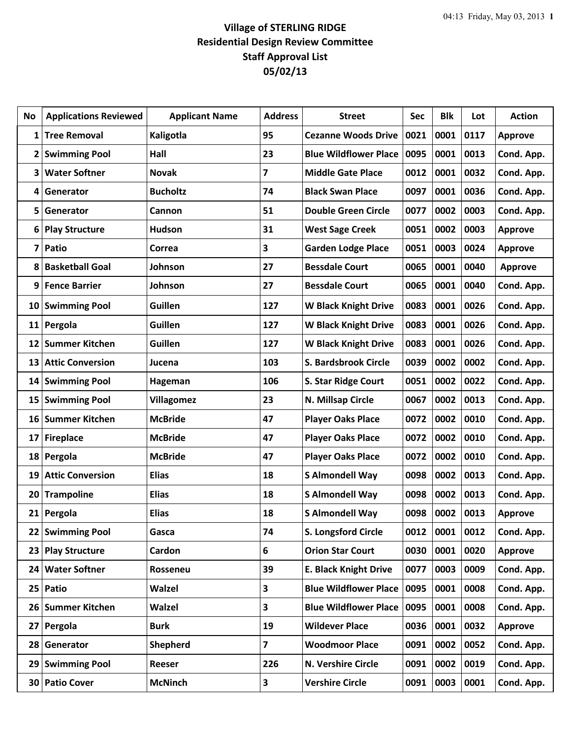# Village of STERLING RIDGE
## Residential Design Review Committee
## Staff Approval List
## 05/02/13

| No | Applications Reviewed | Applicant Name | Address | Street | Sec | Blk | Lot | Action |
|---|---|---|---|---|---|---|---|---|
| 1 | Tree Removal | Kaligotla | 95 | Cezanne Woods Drive | 0021 | 0001 | 0117 | Approve |
| 2 | Swimming Pool | Hall | 23 | Blue Wildflower Place | 0095 | 0001 | 0013 | Cond. App. |
| 3 | Water Softner | Novak | 7 | Middle Gate Place | 0012 | 0001 | 0032 | Cond. App. |
| 4 | Generator | Bucholtz | 74 | Black Swan Place | 0097 | 0001 | 0036 | Cond. App. |
| 5 | Generator | Cannon | 51 | Double Green Circle | 0077 | 0002 | 0003 | Cond. App. |
| 6 | Play Structure | Hudson | 31 | West Sage Creek | 0051 | 0002 | 0003 | Approve |
| 7 | Patio | Correa | 3 | Garden Lodge Place | 0051 | 0003 | 0024 | Approve |
| 8 | Basketball Goal | Johnson | 27 | Bessdale Court | 0065 | 0001 | 0040 | Approve |
| 9 | Fence Barrier | Johnson | 27 | Bessdale Court | 0065 | 0001 | 0040 | Cond. App. |
| 10 | Swimming Pool | Guillen | 127 | W Black Knight Drive | 0083 | 0001 | 0026 | Cond. App. |
| 11 | Pergola | Guillen | 127 | W Black Knight Drive | 0083 | 0001 | 0026 | Cond. App. |
| 12 | Summer Kitchen | Guillen | 127 | W Black Knight Drive | 0083 | 0001 | 0026 | Cond. App. |
| 13 | Attic Conversion | Jucena | 103 | S. Bardsbrook Circle | 0039 | 0002 | 0002 | Cond. App. |
| 14 | Swimming Pool | Hageman | 106 | S. Star Ridge Court | 0051 | 0002 | 0022 | Cond. App. |
| 15 | Swimming Pool | Villagomez | 23 | N. Millsap Circle | 0067 | 0002 | 0013 | Cond. App. |
| 16 | Summer Kitchen | McBride | 47 | Player Oaks Place | 0072 | 0002 | 0010 | Cond. App. |
| 17 | Fireplace | McBride | 47 | Player Oaks Place | 0072 | 0002 | 0010 | Cond. App. |
| 18 | Pergola | McBride | 47 | Player Oaks Place | 0072 | 0002 | 0010 | Cond. App. |
| 19 | Attic Conversion | Elias | 18 | S Almondell Way | 0098 | 0002 | 0013 | Cond. App. |
| 20 | Trampoline | Elias | 18 | S Almondell Way | 0098 | 0002 | 0013 | Cond. App. |
| 21 | Pergola | Elias | 18 | S Almondell Way | 0098 | 0002 | 0013 | Approve |
| 22 | Swimming Pool | Gasca | 74 | S. Longsford Circle | 0012 | 0001 | 0012 | Cond. App. |
| 23 | Play Structure | Cardon | 6 | Orion Star Court | 0030 | 0001 | 0020 | Approve |
| 24 | Water Softner | Rosseneu | 39 | E. Black Knight Drive | 0077 | 0003 | 0009 | Cond. App. |
| 25 | Patio | Walzel | 3 | Blue Wildflower Place | 0095 | 0001 | 0008 | Cond. App. |
| 26 | Summer Kitchen | Walzel | 3 | Blue Wildflower Place | 0095 | 0001 | 0008 | Cond. App. |
| 27 | Pergola | Burk | 19 | Wildever Place | 0036 | 0001 | 0032 | Approve |
| 28 | Generator | Shepherd | 7 | Woodmoor Place | 0091 | 0002 | 0052 | Cond. App. |
| 29 | Swimming Pool | Reeser | 226 | N. Vershire Circle | 0091 | 0002 | 0019 | Cond. App. |
| 30 | Patio Cover | McNinch | 3 | Vershire Circle | 0091 | 0003 | 0001 | Cond. App. |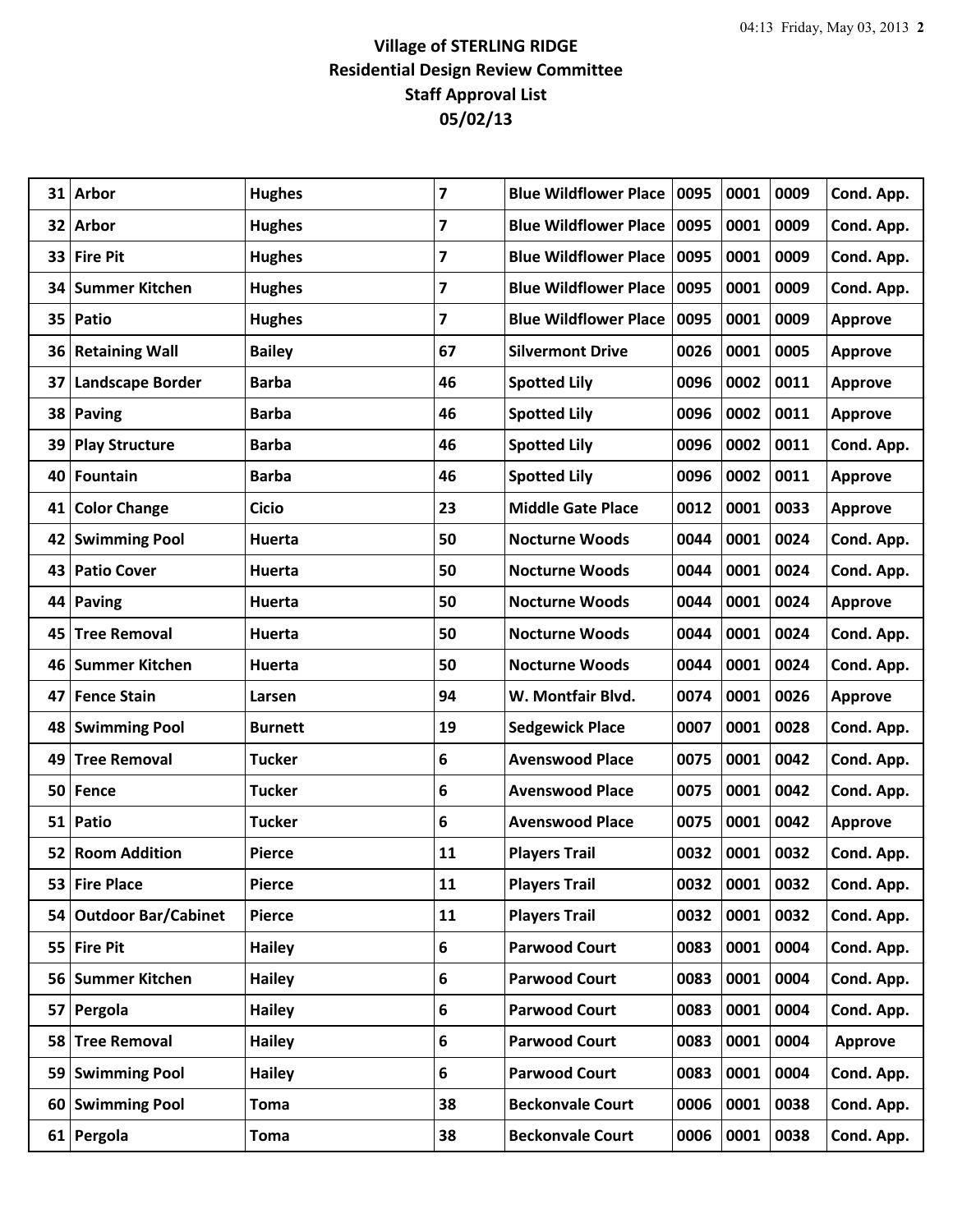**Village of STERLING RIDGE**
**Residential Design Review Committee**
**Staff Approval List**
**05/02/13**

| | | | | | | | | |
|---|---|---|---|---|---|---|---|---|
| 31 | Arbor | Hughes | 7 | Blue Wildflower Place | 0095 | 0001 | 0009 | Cond. App. |
| 32 | Arbor | Hughes | 7 | Blue Wildflower Place | 0095 | 0001 | 0009 | Cond. App. |
| 33 | Fire Pit | Hughes | 7 | Blue Wildflower Place | 0095 | 0001 | 0009 | Cond. App. |
| 34 | Summer Kitchen | Hughes | 7 | Blue Wildflower Place | 0095 | 0001 | 0009 | Cond. App. |
| 35 | Patio | Hughes | 7 | Blue Wildflower Place | 0095 | 0001 | 0009 | Approve |
| 36 | Retaining Wall | Bailey | 67 | Silvermont Drive | 0026 | 0001 | 0005 | Approve |
| 37 | Landscape Border | Barba | 46 | Spotted Lily | 0096 | 0002 | 0011 | Approve |
| 38 | Paving | Barba | 46 | Spotted Lily | 0096 | 0002 | 0011 | Approve |
| 39 | Play Structure | Barba | 46 | Spotted Lily | 0096 | 0002 | 0011 | Cond. App. |
| 40 | Fountain | Barba | 46 | Spotted Lily | 0096 | 0002 | 0011 | Approve |
| 41 | Color Change | Cicio | 23 | Middle Gate Place | 0012 | 0001 | 0033 | Approve |
| 42 | Swimming Pool | Huerta | 50 | Nocturne Woods | 0044 | 0001 | 0024 | Cond. App. |
| 43 | Patio Cover | Huerta | 50 | Nocturne Woods | 0044 | 0001 | 0024 | Cond. App. |
| 44 | Paving | Huerta | 50 | Nocturne Woods | 0044 | 0001 | 0024 | Approve |
| 45 | Tree Removal | Huerta | 50 | Nocturne Woods | 0044 | 0001 | 0024 | Cond. App. |
| 46 | Summer Kitchen | Huerta | 50 | Nocturne Woods | 0044 | 0001 | 0024 | Cond. App. |
| 47 | Fence Stain | Larsen | 94 | W. Montfair Blvd. | 0074 | 0001 | 0026 | Approve |
| 48 | Swimming Pool | Burnett | 19 | Sedgewick Place | 0007 | 0001 | 0028 | Cond. App. |
| 49 | Tree Removal | Tucker | 6 | Avenswood Place | 0075 | 0001 | 0042 | Cond. App. |
| 50 | Fence | Tucker | 6 | Avenswood Place | 0075 | 0001 | 0042 | Cond. App. |
| 51 | Patio | Tucker | 6 | Avenswood Place | 0075 | 0001 | 0042 | Approve |
| 52 | Room Addition | Pierce | 11 | Players Trail | 0032 | 0001 | 0032 | Cond. App. |
| 53 | Fire Place | Pierce | 11 | Players Trail | 0032 | 0001 | 0032 | Cond. App. |
| 54 | Outdoor Bar/Cabinet | Pierce | 11 | Players Trail | 0032 | 0001 | 0032 | Cond. App. |
| 55 | Fire Pit | Hailey | 6 | Parwood Court | 0083 | 0001 | 0004 | Cond. App. |
| 56 | Summer Kitchen | Hailey | 6 | Parwood Court | 0083 | 0001 | 0004 | Cond. App. |
| 57 | Pergola | Hailey | 6 | Parwood Court | 0083 | 0001 | 0004 | Cond. App. |
| 58 | Tree Removal | Hailey | 6 | Parwood Court | 0083 | 0001 | 0004 | Approve |
| 59 | Swimming Pool | Hailey | 6 | Parwood Court | 0083 | 0001 | 0004 | Cond. App. |
| 60 | Swimming Pool | Toma | 38 | Beckonvale Court | 0006 | 0001 | 0038 | Cond. App. |
| 61 | Pergola | Toma | 38 | Beckonvale Court | 0006 | 0001 | 0038 | Cond. App. |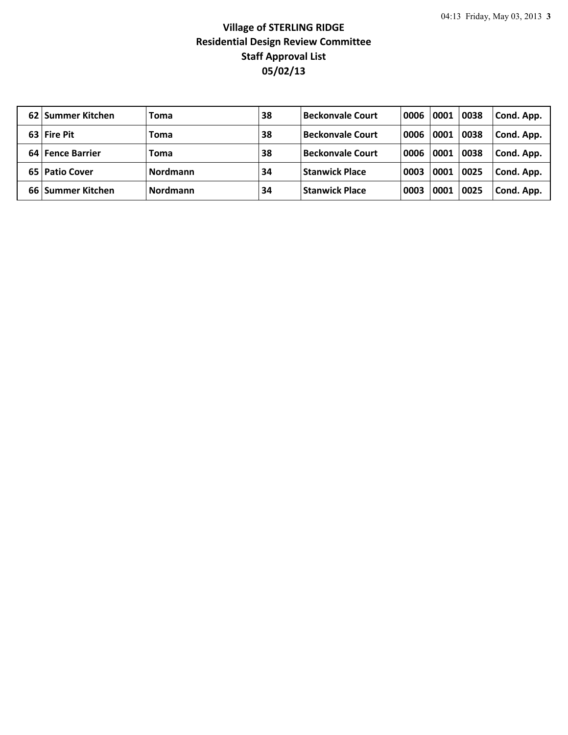**Village of STERLING RIDGE**
**Residential Design Review Committee**
**Staff Approval List**
**05/02/13**

| | | | | | | | | |
|---|---|---|---|---|---|---|---|---|
| 62 | Summer Kitchen | Toma | 38 | Beckonvale Court | 0006 | 0001 | 0038 | Cond. App. |
| 63 | Fire Pit | Toma | 38 | Beckonvale Court | 0006 | 0001 | 0038 | Cond. App. |
| 64 | Fence Barrier | Toma | 38 | Beckonvale Court | 0006 | 0001 | 0038 | Cond. App. |
| 65 | Patio Cover | Nordmann | 34 | Stanwick Place | 0003 | 0001 | 0025 | Cond. App. |
| 66 | Summer Kitchen | Nordmann | 34 | Stanwick Place | 0003 | 0001 | 0025 | Cond. App. |